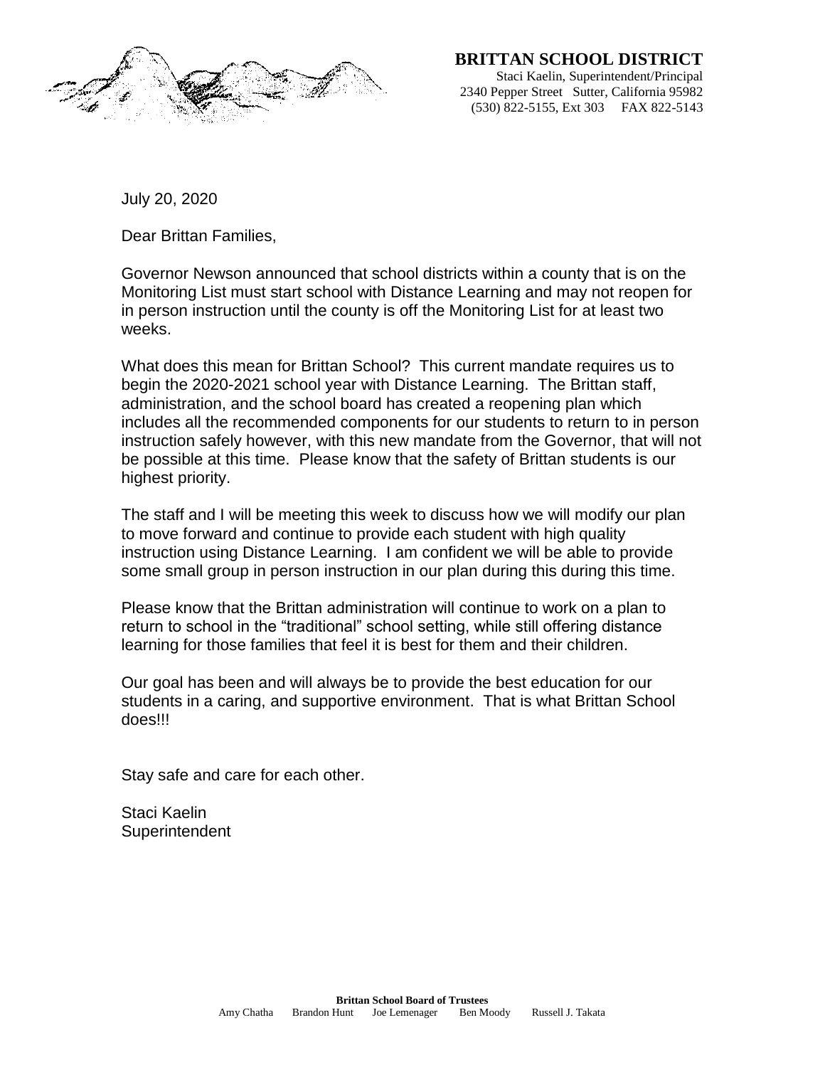**BRITTAN SCHOOL DISTRICT**
Staci Kaelin, Superintendent/Principal
2340 Pepper Street Sutter, California 95982
(530) 822-5155, Ext 303 FAX 822-5143

July 20, 2020

Dear Brittan Families,

Governor Newson announced that school districts within a county that is on the Monitoring List must start school with Distance Learning and may not reopen for in person instruction until the county is off the Monitoring List for at least two weeks.

What does this mean for Brittan School? This current mandate requires us to begin the 2020-2021 school year with Distance Learning. The Brittan staff, administration, and the school board has created a reopening plan which includes all the recommended components for our students to return to in person instruction safely however, with this new mandate from the Governor, that will not be possible at this time. Please know that the safety of Brittan students is our highest priority.

The staff and I will be meeting this week to discuss how we will modify our plan to move forward and continue to provide each student with high quality instruction using Distance Learning. I am confident we will be able to provide some small group in person instruction in our plan during this during this time.

Please know that the Brittan administration will continue to work on a plan to return to school in the "traditional" school setting, while still offering distance learning for those families that feel it is best for them and their children.

Our goal has been and will always be to provide the best education for our students in a caring, and supportive environment. That is what Brittan School does!!!

Stay safe and care for each other.

Staci Kaelin
Superintendent

**Brittan School Board of Trustees**
Amy Chatha Brandon Hunt Joe Lemenager Ben Moody Russell J. Takata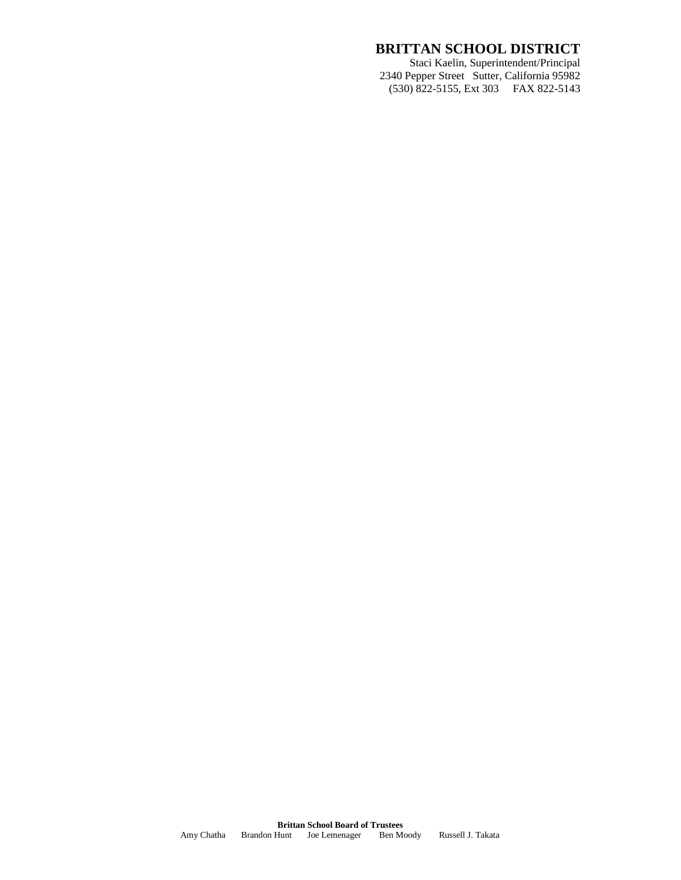# BRITTAN SCHOOL DISTRICT

Staci Kaelin, Superintendent/Principal
2340 Pepper Street Sutter, California 95982
(530) 822-5155, Ext 303 FAX 822-5143

**Brittan School Board of Trustees**
Amy Chatha Brandon Hunt Joe Lemenager Ben Moody Russell J. Takata